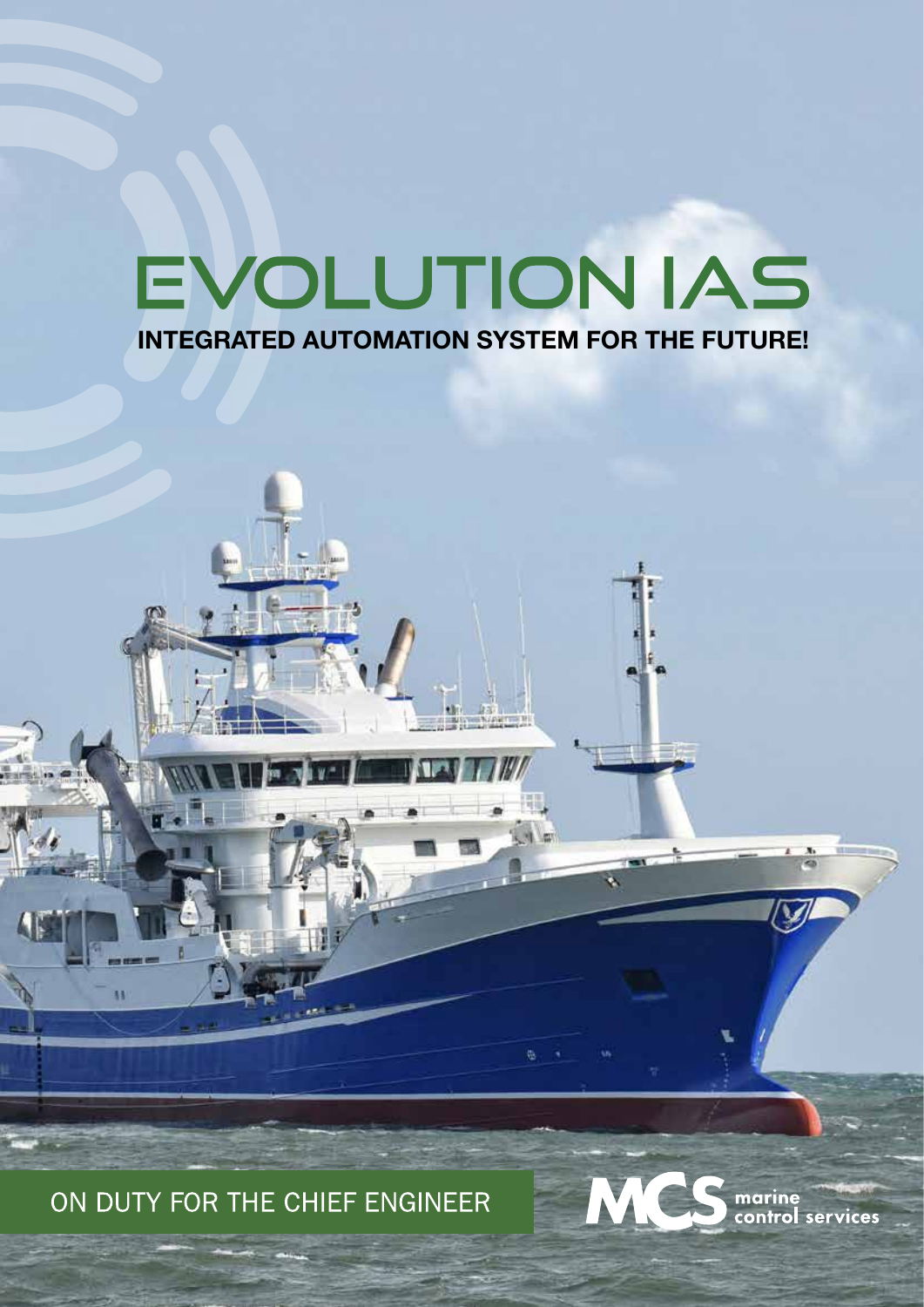# EVOLUTION IAS

**INTEGRATED AUTOMATION SYSTEM FOR THE FUTURE!**

ON DUTY FOR THE CHIEF ENGINEER

MCS marine control services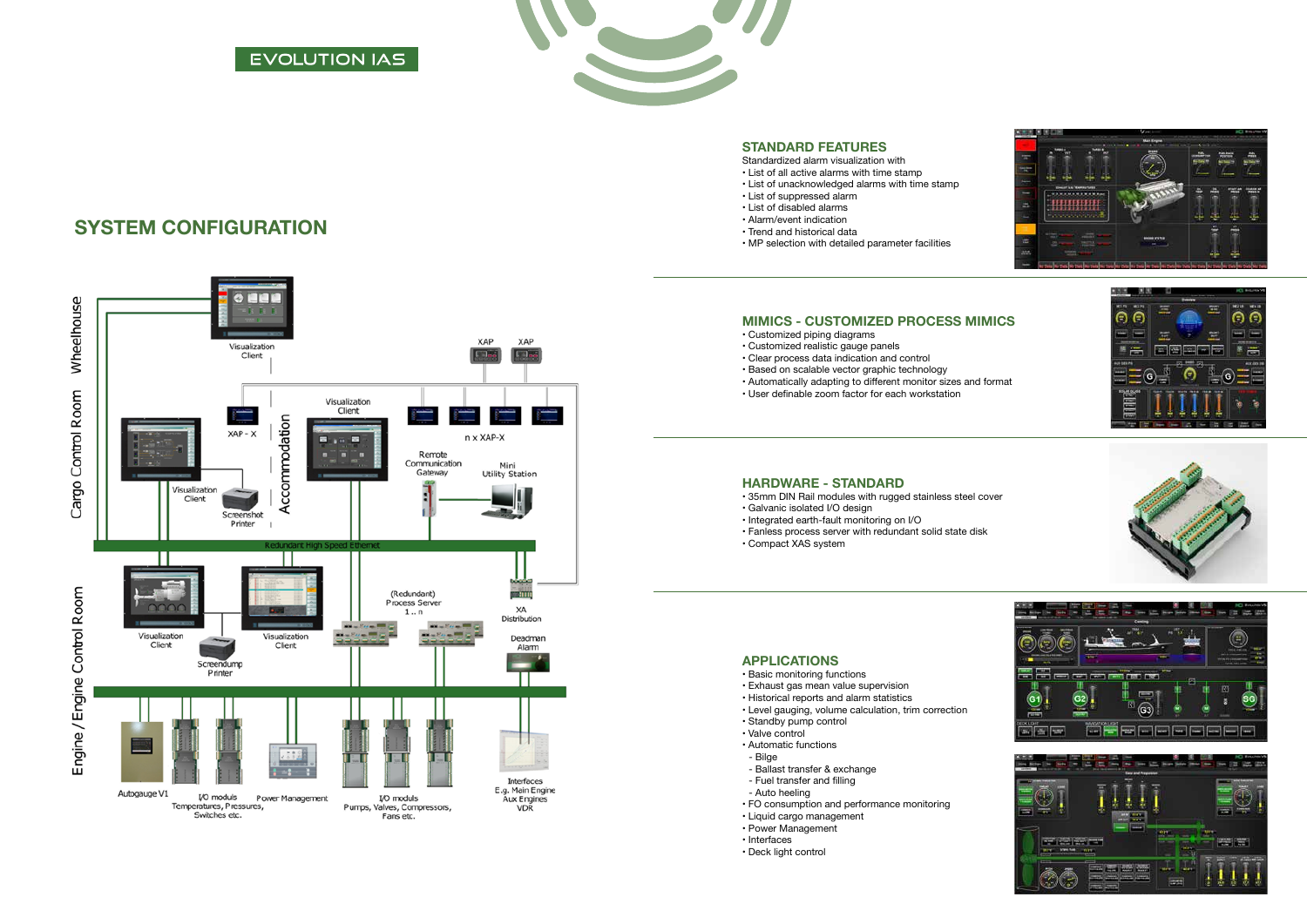EVOLUTION IAS

## SYSTEM CONFIGURATION

Wheelhouse

Cargo Control Room

Accommodation

Engine / Engine Control Room

Visualization Client

XAP XAP

XAP - X

Visualization Client

n x XAP-X

Visualization Client

Screenshot Printer

Remote Communication Gateway

Mini Utility Station

Redundant High Speed Ethernet

(Redundant) Process Server 1 .. n

XA Distribution

Visualization Client

Visualization Client

Screendump Printer

Deadman Alarm

Autogauge V1

I/O moduls Temperatures, Pressures, Switches etc.

Power Management

I/O moduls Pumps, Valves, Compressors, Fans etc.

Interfaces E.g. Main Engine Aux Engines VDR

## STANDARD FEATURES

Standardized alarm visualization with

- List of all active alarms with time stamp
- List of unacknowledged alarms with time stamp
- List of suppressed alarm
- List of disabled alarms
- Alarm/event indication
- Trend and historical data
- MP selection with detailed parameter facilities

## MIMICS - CUSTOMIZED PROCESS MIMICS

- Customized piping diagrams
- Customized realistic gauge panels
- Clear process data indication and control
- Based on scalable vector graphic technology
- Automatically adapting to different monitor sizes and format
- User definable zoom factor for each workstation

## HARDWARE - STANDARD

- 35mm DIN Rail modules with rugged stainless steel cover
- Galvanic isolated I/O design
- Integrated earth-fault monitoring on I/O
- Fanless process server with redundant solid state disk
- Compact XAS system

## APPLICATIONS

- Basic monitoring functions
- Exhaust gas mean value supervision
- Historical reports and alarm statistics
- Level gauging, volume calculation, trim correction
- Standby pump control
- Valve control
- Automatic functions
  - Bilge
  - Ballast transfer & exchange
  - Fuel transfer and filling
  - Auto heeling
- FO consumption and performance monitoring
- Liquid cargo management
- Power Management
- Interfaces
- Deck light control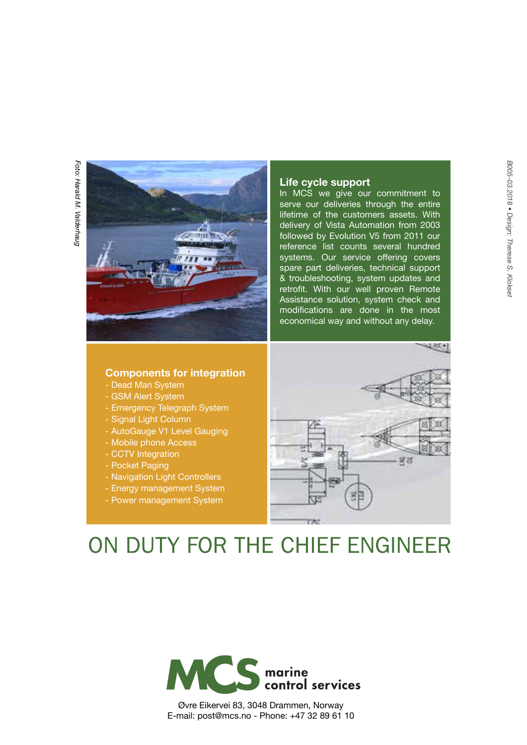Foto: Harald M. Valderhaug

## Life cycle support

In MCS we give our commitment to serve our deliveries through the entire lifetime of the customers assets. With delivery of Vista Automation from 2003 followed by Evolution V5 from 2011 our reference list counts several hundred systems. Our service offering covers spare part deliveries, technical support & troubleshooting, system updates and retrofit. With our well proven Remote Assistance solution, system check and modifications are done in the most economical way and without any delay.

## Components for integration

- Dead Man System
- GSM Alert System
- Emergency Telegraph System
- Signal Light Column
- AutoGauge V1 Level Gauging
- Mobile phone Access
- CCTV Integration
- Pocket Paging
- Navigation Light Controllers
- Energy management System
- Power management System

# ON DUTY FOR THE CHIEF ENGINEER

**MCS marine control services**

Øvre Eikervei 83, 3048 Drammen, Norway
E-mail: post@mcs.no - Phone: +47 32 89 61 10

B005-03.2018 • Design: Therese S. Kokset